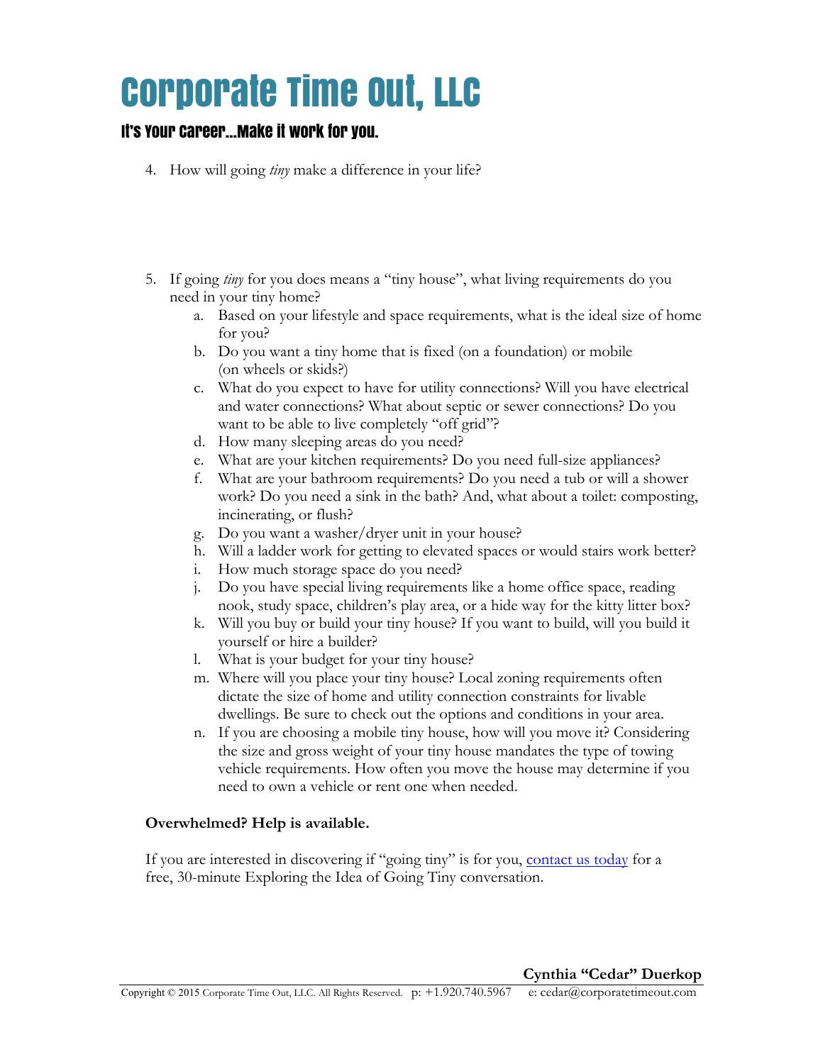# Corporate Time Out, LLC

## It's Your Career…Make it work for you.

4. How will going *tiny* make a difference in your life?

5. If going *tiny* for you does means a "tiny house", what living requirements do you need in your tiny home?
   a. Based on your lifestyle and space requirements, what is the ideal size of home for you?
   b. Do you want a tiny home that is fixed (on a foundation) or mobile (on wheels or skids?)
   c. What do you expect to have for utility connections? Will you have electrical and water connections? What about septic or sewer connections? Do you want to be able to live completely "off grid"?
   d. How many sleeping areas do you need?
   e. What are your kitchen requirements? Do you need full-size appliances?
   f. What are your bathroom requirements? Do you need a tub or will a shower work? Do you need a sink in the bath? And, what about a toilet: composting, incinerating, or flush?
   g. Do you want a washer/dryer unit in your house?
   h. Will a ladder work for getting to elevated spaces or would stairs work better?
   i. How much storage space do you need?
   j. Do you have special living requirements like a home office space, reading nook, study space, children's play area, or a hide way for the kitty litter box?
   k. Will you buy or build your tiny house? If you want to build, will you build it yourself or hire a builder?
   l. What is your budget for your tiny house?
   m. Where will you place your tiny house? Local zoning requirements often dictate the size of home and utility connection constraints for livable dwellings. Be sure to check out the options and conditions in your area.
   n. If you are choosing a mobile tiny house, how will you move it? Considering the size and gross weight of your tiny house mandates the type of towing vehicle requirements. How often you move the house may determine if you need to own a vehicle or rent one when needed.

**Overwhelmed? Help is available.**

If you are interested in discovering if "going tiny" is for you, [contact us today] for a free, 30-minute Exploring the Idea of Going Tiny conversation.

**Cynthia "Cedar" Duerkop**

Copyright © 2015 Corporate Time Out, LLC. All Rights Reserved. p: +1.920.740.5967 e: cedar@corporatetimeout.com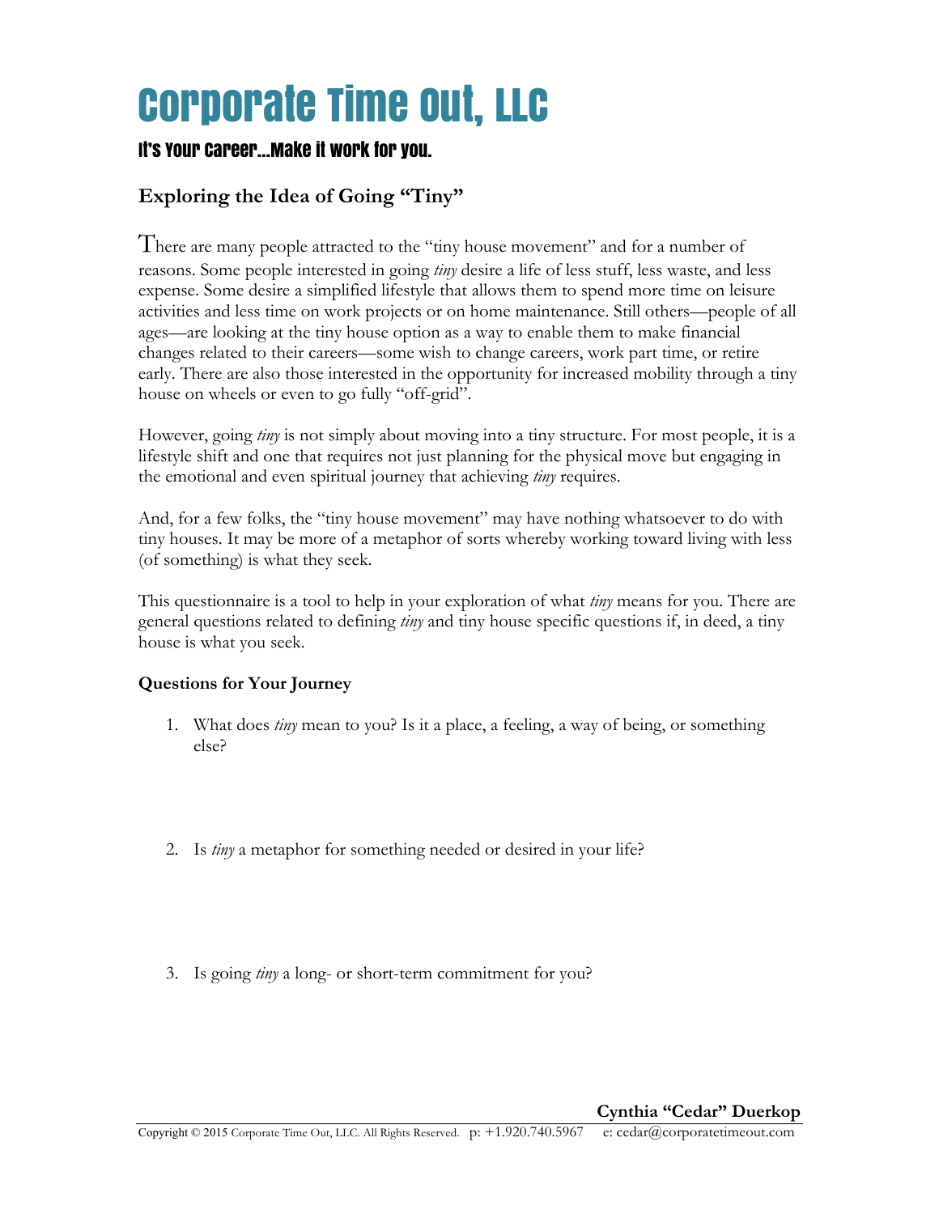# Corporate Time Out, LLC

### It's Your Career…Make it work for you.

## Exploring the Idea of Going "Tiny"

There are many people attracted to the "tiny house movement" and for a number of reasons. Some people interested in going *tiny* desire a life of less stuff, less waste, and less expense. Some desire a simplified lifestyle that allows them to spend more time on leisure activities and less time on work projects or on home maintenance. Still others—people of all ages—are looking at the tiny house option as a way to enable them to make financial changes related to their careers—some wish to change careers, work part time, or retire early. There are also those interested in the opportunity for increased mobility through a tiny house on wheels or even to go fully "off-grid".

However, going *tiny* is not simply about moving into a tiny structure. For most people, it is a lifestyle shift and one that requires not just planning for the physical move but engaging in the emotional and even spiritual journey that achieving *tiny* requires.

And, for a few folks, the "tiny house movement" may have nothing whatsoever to do with tiny houses. It may be more of a metaphor of sorts whereby working toward living with less (of something) is what they seek.

This questionnaire is a tool to help in your exploration of what *tiny* means for you. There are general questions related to defining *tiny* and tiny house specific questions if, in deed, a tiny house is what you seek.

**Questions for Your Journey**

1. What does *tiny* mean to you? Is it a place, a feeling, a way of being, or something else?

2. Is *tiny* a metaphor for something needed or desired in your life?

3. Is going *tiny* a long- or short-term commitment for you?

**Cynthia "Cedar" Duerkop**

Copyright © 2015 Corporate Time Out, LLC. All Rights Reserved. p: +1.920.740.5967 e: cedar@corporatetimeout.com